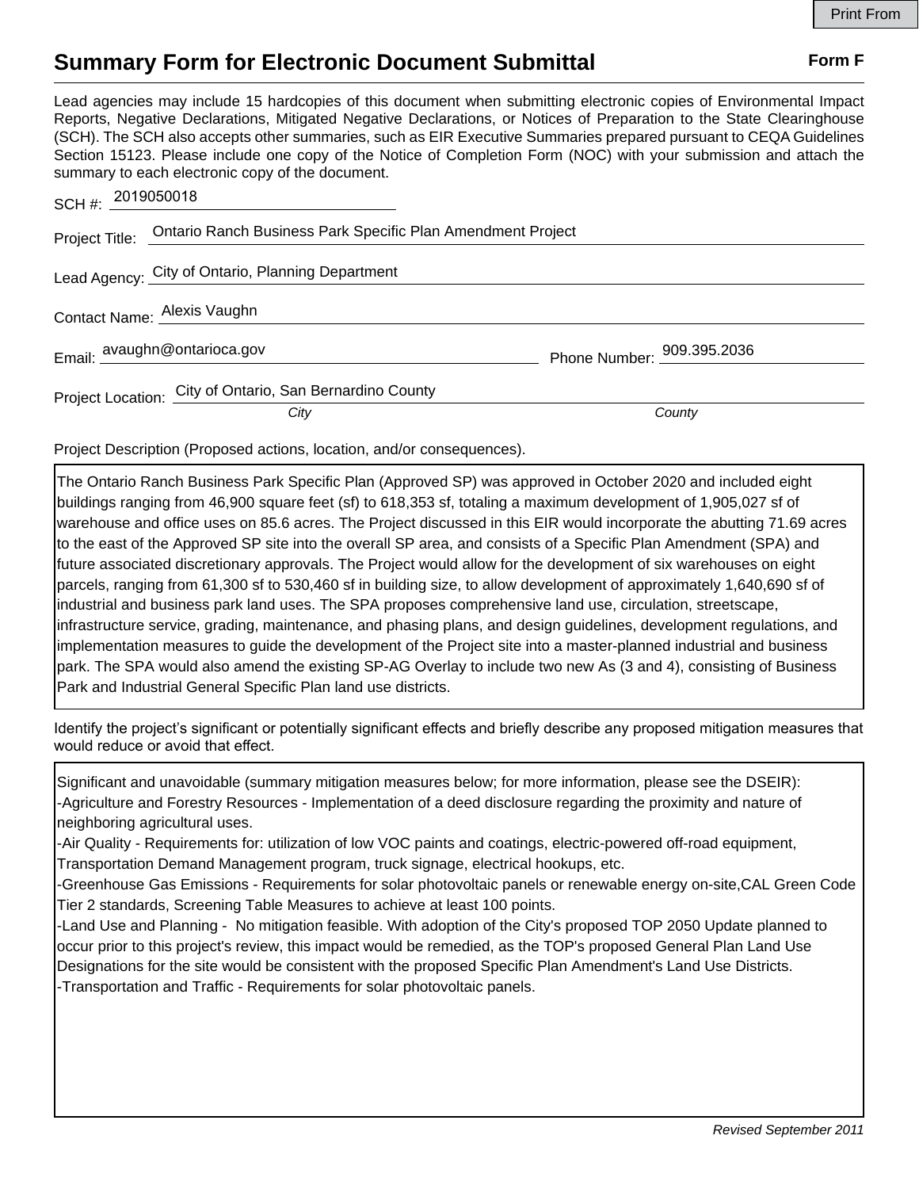# Summary Form for Electronic Document Submittal

**Form F**

Lead agencies may include 15 hardcopies of this document when submitting electronic copies of Environmental Impact Reports, Negative Declarations, Mitigated Negative Declarations, or Notices of Preparation to the State Clearinghouse (SCH). The SCH also accepts other summaries, such as EIR Executive Summaries prepared pursuant to CEQA Guidelines Section 15123. Please include one copy of the Notice of Completion Form (NOC) with your submission and attach the summary to each electronic copy of the document.

SCH #: 2019050018

Project Title: Ontario Ranch Business Park Specific Plan Amendment Project

Lead Agency: City of Ontario, Planning Department

Contact Name: Alexis Vaughn

Email: avaughn@ontarioca.gov Phone Number: 909.395.2036

Project Location: City of Ontario, San Bernardino County

*City* *County*

Project Description (Proposed actions, location, and/or consequences).

The Ontario Ranch Business Park Specific Plan (Approved SP) was approved in October 2020 and included eight buildings ranging from 46,900 square feet (sf) to 618,353 sf, totaling a maximum development of 1,905,027 sf of warehouse and office uses on 85.6 acres. The Project discussed in this EIR would incorporate the abutting 71.69 acres to the east of the Approved SP site into the overall SP area, and consists of a Specific Plan Amendment (SPA) and future associated discretionary approvals. The Project would allow for the development of six warehouses on eight parcels, ranging from 61,300 sf to 530,460 sf in building size, to allow development of approximately 1,640,690 sf of industrial and business park land uses. The SPA proposes comprehensive land use, circulation, streetscape, infrastructure service, grading, maintenance, and phasing plans, and design guidelines, development regulations, and implementation measures to guide the development of the Project site into a master-planned industrial and business park. The SPA would also amend the existing SP-AG Overlay to include two new As (3 and 4), consisting of Business Park and Industrial General Specific Plan land use districts.

Identify the project's significant or potentially significant effects and briefly describe any proposed mitigation measures that would reduce or avoid that effect.

Significant and unavoidable (summary mitigation measures below; for more information, please see the DSEIR):
-Agriculture and Forestry Resources - Implementation of a deed disclosure regarding the proximity and nature of neighboring agricultural uses.
-Air Quality - Requirements for: utilization of low VOC paints and coatings, electric-powered off-road equipment, Transportation Demand Management program, truck signage, electrical hookups, etc.
-Greenhouse Gas Emissions - Requirements for solar photovoltaic panels or renewable energy on-site,CAL Green Code Tier 2 standards, Screening Table Measures to achieve at least 100 points.
-Land Use and Planning - No mitigation feasible. With adoption of the City's proposed TOP 2050 Update planned to occur prior to this project's review, this impact would be remedied, as the TOP's proposed General Plan Land Use Designations for the site would be consistent with the proposed Specific Plan Amendment's Land Use Districts.
-Transportation and Traffic - Requirements for solar photovoltaic panels.

*Revised September 2011*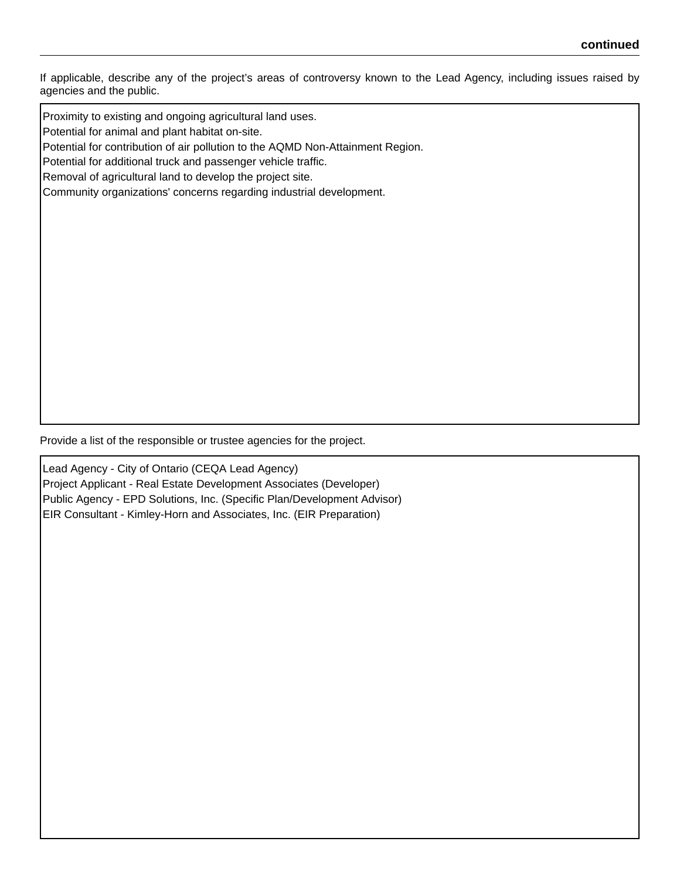**continued**

If applicable, describe any of the project's areas of controversy known to the Lead Agency, including issues raised by agencies and the public.

Proximity to existing and ongoing agricultural land uses.
Potential for animal and plant habitat on-site.
Potential for contribution of air pollution to the AQMD Non-Attainment Region.
Potential for additional truck and passenger vehicle traffic.
Removal of agricultural land to develop the project site.
Community organizations' concerns regarding industrial development.

Provide a list of the responsible or trustee agencies for the project.

Lead Agency - City of Ontario (CEQA Lead Agency)
Project Applicant - Real Estate Development Associates (Developer)
Public Agency - EPD Solutions, Inc. (Specific Plan/Development Advisor)
EIR Consultant - Kimley-Horn and Associates, Inc. (EIR Preparation)